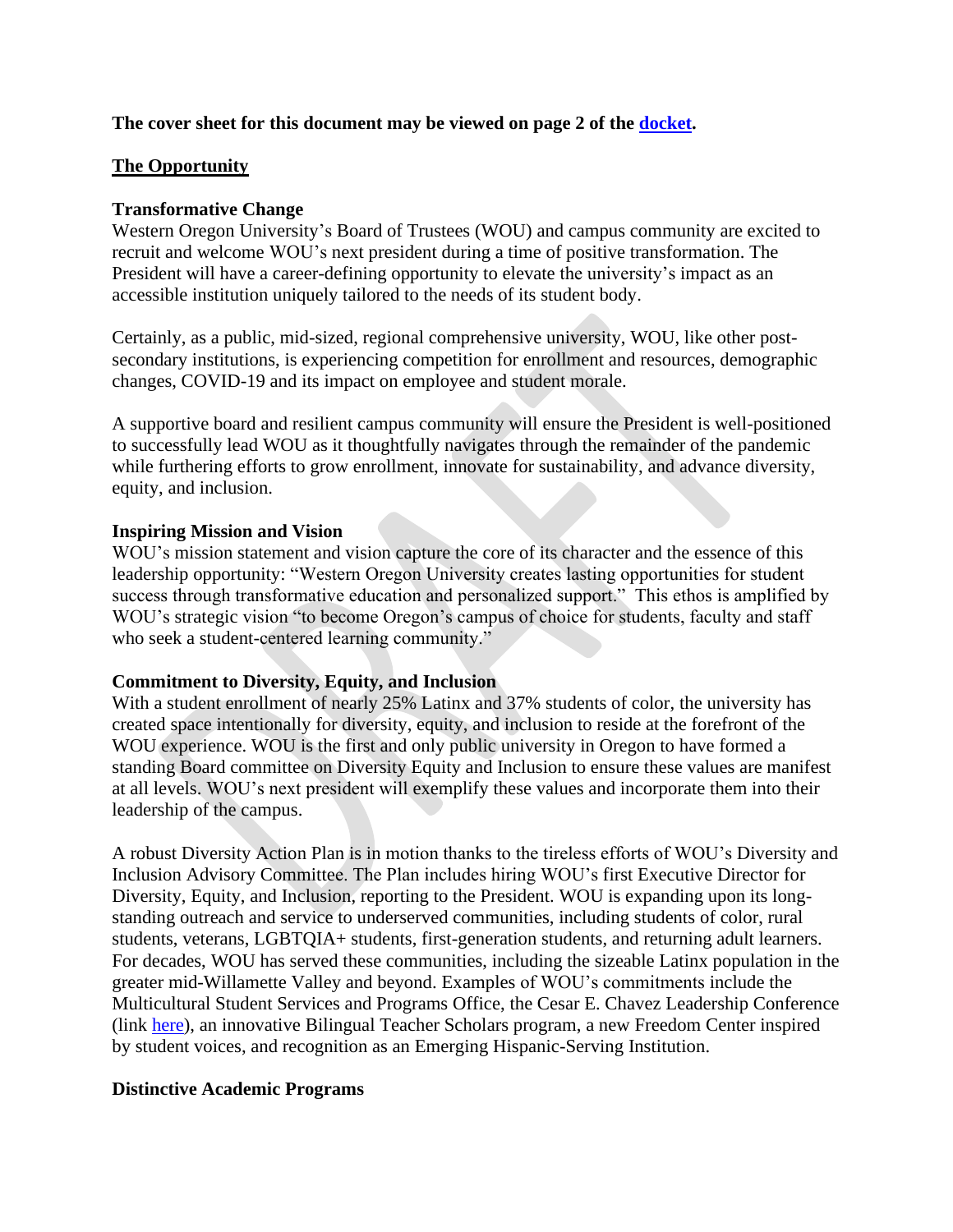**The cover sheet for this document may be viewed on page 2 of the [docket](docket).**

## The Opportunity

### Transformative Change

Western Oregon University's Board of Trustees (WOU) and campus community are excited to recruit and welcome WOU's next president during a time of positive transformation. The President will have a career-defining opportunity to elevate the university's impact as an accessible institution uniquely tailored to the needs of its student body.

Certainly, as a public, mid-sized, regional comprehensive university, WOU, like other post-secondary institutions, is experiencing competition for enrollment and resources, demographic changes, COVID-19 and its impact on employee and student morale.

A supportive board and resilient campus community will ensure the President is well-positioned to successfully lead WOU as it thoughtfully navigates through the remainder of the pandemic while furthering efforts to grow enrollment, innovate for sustainability, and advance diversity, equity, and inclusion.

### Inspiring Mission and Vision

WOU's mission statement and vision capture the core of its character and the essence of this leadership opportunity: "Western Oregon University creates lasting opportunities for student success through transformative education and personalized support." This ethos is amplified by WOU's strategic vision "to become Oregon's campus of choice for students, faculty and staff who seek a student-centered learning community."

### Commitment to Diversity, Equity, and Inclusion

With a student enrollment of nearly 25% Latinx and 37% students of color, the university has created space intentionally for diversity, equity, and inclusion to reside at the forefront of the WOU experience. WOU is the first and only public university in Oregon to have formed a standing Board committee on Diversity Equity and Inclusion to ensure these values are manifest at all levels. WOU's next president will exemplify these values and incorporate them into their leadership of the campus.

A robust Diversity Action Plan is in motion thanks to the tireless efforts of WOU's Diversity and Inclusion Advisory Committee. The Plan includes hiring WOU's first Executive Director for Diversity, Equity, and Inclusion, reporting to the President. WOU is expanding upon its long-standing outreach and service to underserved communities, including students of color, rural students, veterans, LGBTQIA+ students, first-generation students, and returning adult learners. For decades, WOU has served these communities, including the sizeable Latinx population in the greater mid-Willamette Valley and beyond. Examples of WOU's commitments include the Multicultural Student Services and Programs Office, the Cesar E. Chavez Leadership Conference (link [here](here)), an innovative Bilingual Teacher Scholars program, a new Freedom Center inspired by student voices, and recognition as an Emerging Hispanic-Serving Institution.

### Distinctive Academic Programs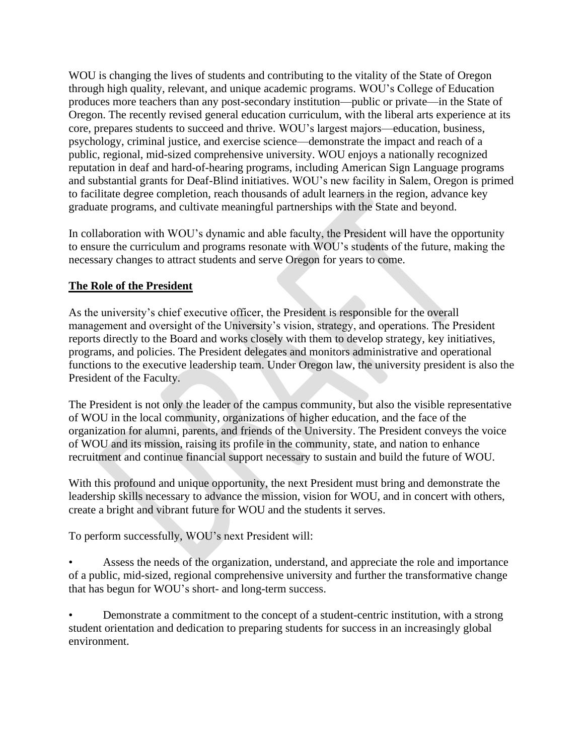WOU is changing the lives of students and contributing to the vitality of the State of Oregon through high quality, relevant, and unique academic programs. WOU's College of Education produces more teachers than any post-secondary institution—public or private—in the State of Oregon. The recently revised general education curriculum, with the liberal arts experience at its core, prepares students to succeed and thrive. WOU's largest majors—education, business, psychology, criminal justice, and exercise science—demonstrate the impact and reach of a public, regional, mid-sized comprehensive university. WOU enjoys a nationally recognized reputation in deaf and hard-of-hearing programs, including American Sign Language programs and substantial grants for Deaf-Blind initiatives. WOU's new facility in Salem, Oregon is primed to facilitate degree completion, reach thousands of adult learners in the region, advance key graduate programs, and cultivate meaningful partnerships with the State and beyond.

In collaboration with WOU's dynamic and able faculty, the President will have the opportunity to ensure the curriculum and programs resonate with WOU's students of the future, making the necessary changes to attract students and serve Oregon for years to come.

## The Role of the President

As the university's chief executive officer, the President is responsible for the overall management and oversight of the University's vision, strategy, and operations. The President reports directly to the Board and works closely with them to develop strategy, key initiatives, programs, and policies. The President delegates and monitors administrative and operational functions to the executive leadership team. Under Oregon law, the university president is also the President of the Faculty.

The President is not only the leader of the campus community, but also the visible representative of WOU in the local community, organizations of higher education, and the face of the organization for alumni, parents, and friends of the University. The President conveys the voice of WOU and its mission, raising its profile in the community, state, and nation to enhance recruitment and continue financial support necessary to sustain and build the future of WOU.

With this profound and unique opportunity, the next President must bring and demonstrate the leadership skills necessary to advance the mission, vision for WOU, and in concert with others, create a bright and vibrant future for WOU and the students it serves.

To perform successfully, WOU's next President will:

- Assess the needs of the organization, understand, and appreciate the role and importance of a public, mid-sized, regional comprehensive university and further the transformative change that has begun for WOU's short- and long-term success.

- Demonstrate a commitment to the concept of a student-centric institution, with a strong student orientation and dedication to preparing students for success in an increasingly global environment.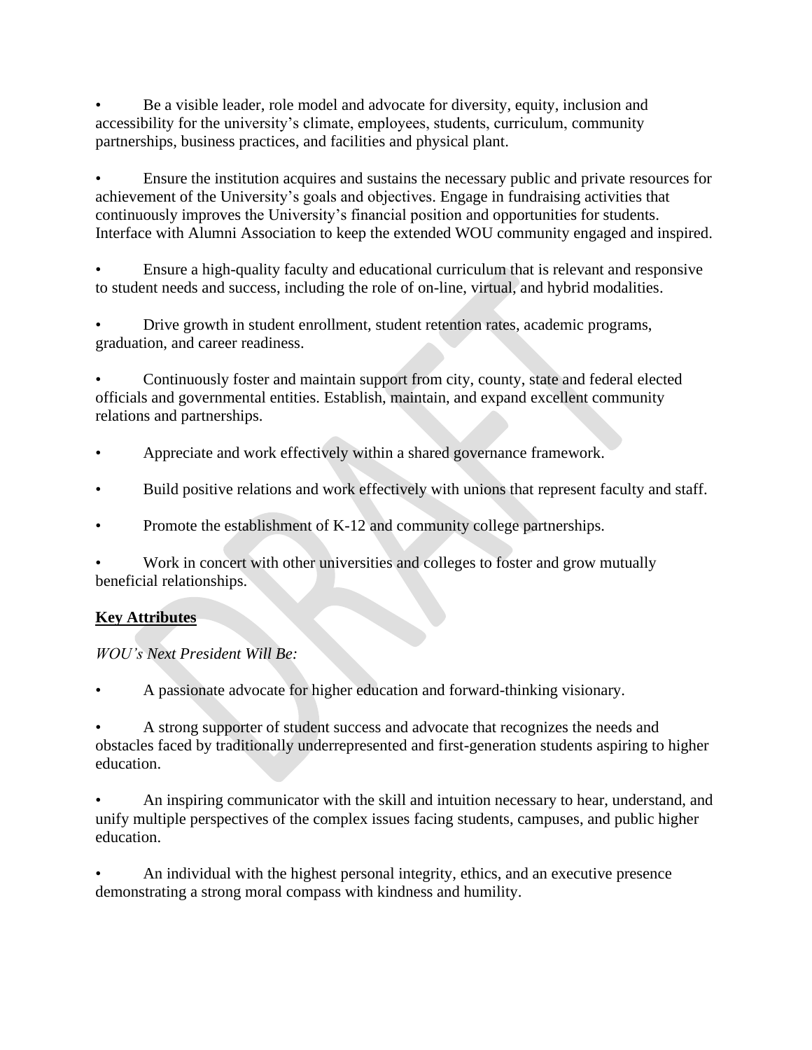- Be a visible leader, role model and advocate for diversity, equity, inclusion and accessibility for the university's climate, employees, students, curriculum, community partnerships, business practices, and facilities and physical plant.

- Ensure the institution acquires and sustains the necessary public and private resources for achievement of the University's goals and objectives. Engage in fundraising activities that continuously improves the University's financial position and opportunities for students. Interface with Alumni Association to keep the extended WOU community engaged and inspired.

- Ensure a high-quality faculty and educational curriculum that is relevant and responsive to student needs and success, including the role of on-line, virtual, and hybrid modalities.

- Drive growth in student enrollment, student retention rates, academic programs, graduation, and career readiness.

- Continuously foster and maintain support from city, county, state and federal elected officials and governmental entities. Establish, maintain, and expand excellent community relations and partnerships.

- Appreciate and work effectively within a shared governance framework.

- Build positive relations and work effectively with unions that represent faculty and staff.

- Promote the establishment of K-12 and community college partnerships.

- Work in concert with other universities and colleges to foster and grow mutually beneficial relationships.

## Key Attributes

*WOU's Next President Will Be:*

- A passionate advocate for higher education and forward-thinking visionary.

- A strong supporter of student success and advocate that recognizes the needs and obstacles faced by traditionally underrepresented and first-generation students aspiring to higher education.

- An inspiring communicator with the skill and intuition necessary to hear, understand, and unify multiple perspectives of the complex issues facing students, campuses, and public higher education.

- An individual with the highest personal integrity, ethics, and an executive presence demonstrating a strong moral compass with kindness and humility.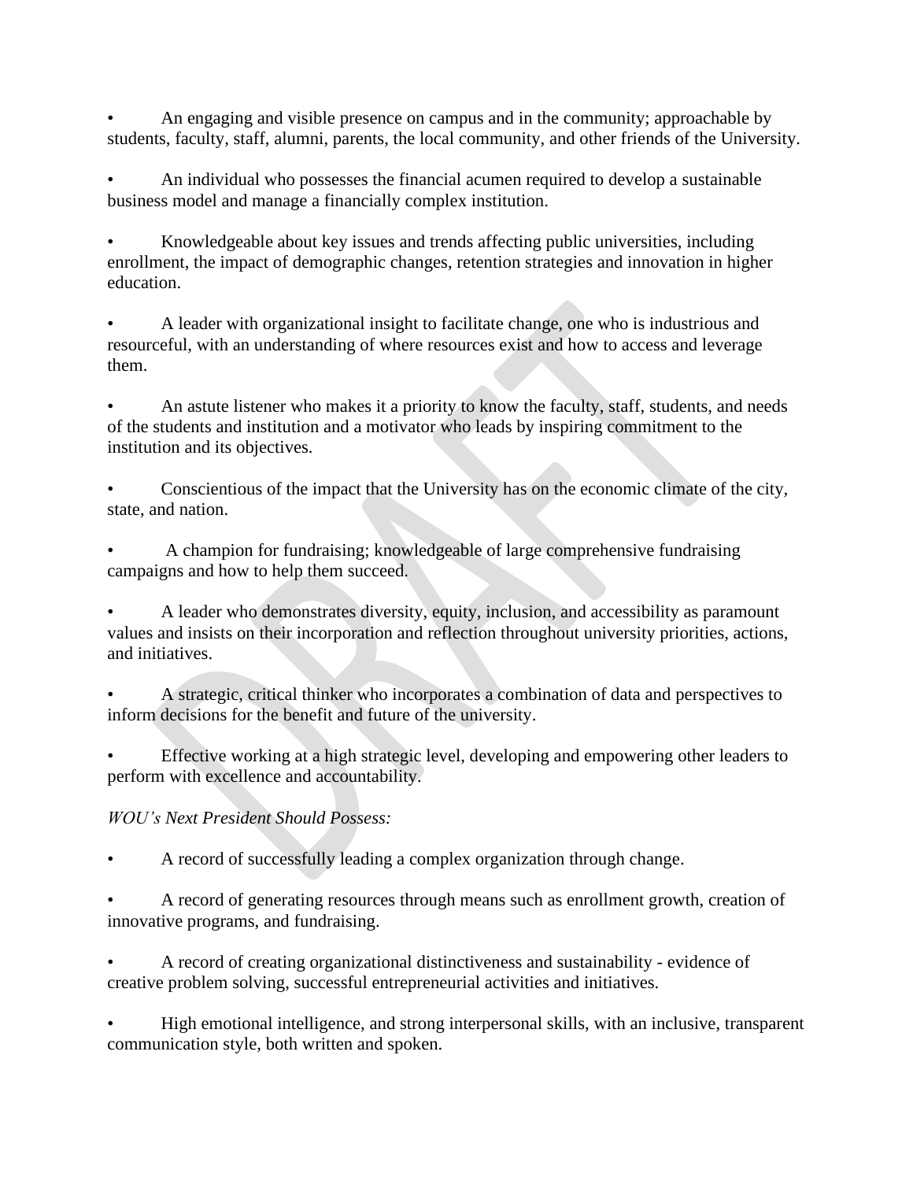- An engaging and visible presence on campus and in the community; approachable by students, faculty, staff, alumni, parents, the local community, and other friends of the University.

- An individual who possesses the financial acumen required to develop a sustainable business model and manage a financially complex institution.

- Knowledgeable about key issues and trends affecting public universities, including enrollment, the impact of demographic changes, retention strategies and innovation in higher education.

- A leader with organizational insight to facilitate change, one who is industrious and resourceful, with an understanding of where resources exist and how to access and leverage them.

- An astute listener who makes it a priority to know the faculty, staff, students, and needs of the students and institution and a motivator who leads by inspiring commitment to the institution and its objectives.

- Conscientious of the impact that the University has on the economic climate of the city, state, and nation.

- A champion for fundraising; knowledgeable of large comprehensive fundraising campaigns and how to help them succeed.

- A leader who demonstrates diversity, equity, inclusion, and accessibility as paramount values and insists on their incorporation and reflection throughout university priorities, actions, and initiatives.

- A strategic, critical thinker who incorporates a combination of data and perspectives to inform decisions for the benefit and future of the university.

- Effective working at a high strategic level, developing and empowering other leaders to perform with excellence and accountability.

*WOU's Next President Should Possess:*

- A record of successfully leading a complex organization through change.

- A record of generating resources through means such as enrollment growth, creation of innovative programs, and fundraising.

- A record of creating organizational distinctiveness and sustainability - evidence of creative problem solving, successful entrepreneurial activities and initiatives.

- High emotional intelligence, and strong interpersonal skills, with an inclusive, transparent communication style, both written and spoken.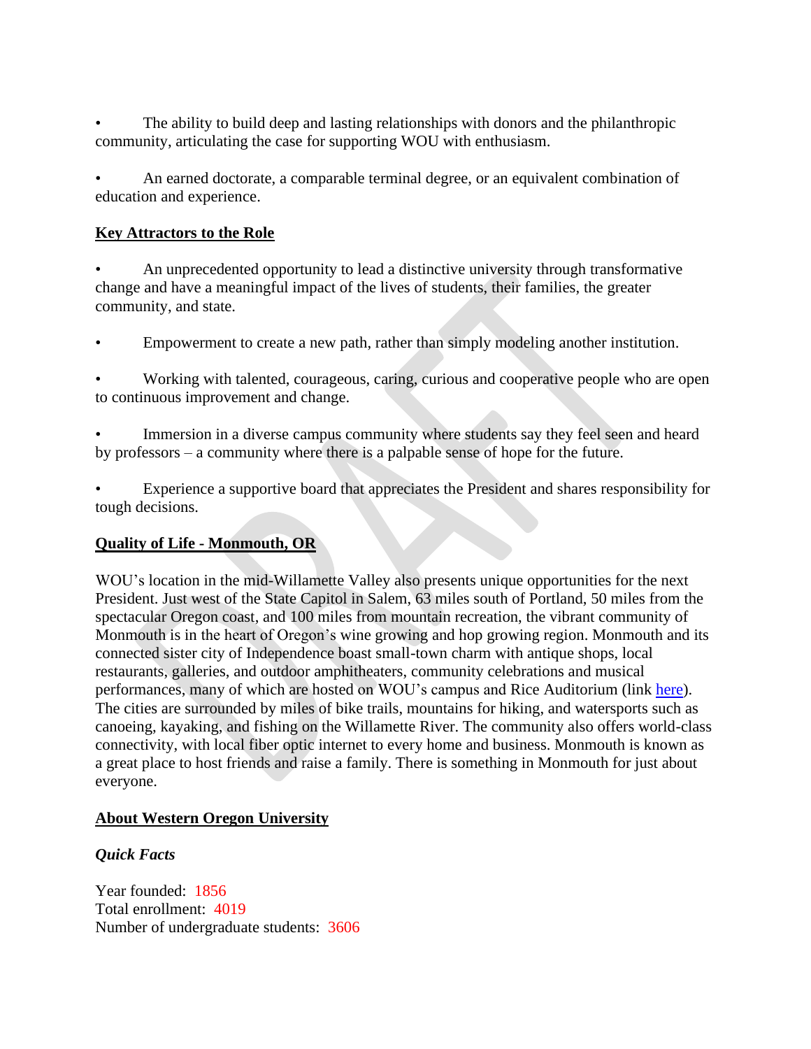- The ability to build deep and lasting relationships with donors and the philanthropic community, articulating the case for supporting WOU with enthusiasm.

- An earned doctorate, a comparable terminal degree, or an equivalent combination of education and experience.

## Key Attractors to the Role

- An unprecedented opportunity to lead a distinctive university through transformative change and have a meaningful impact of the lives of students, their families, the greater community, and state.

- Empowerment to create a new path, rather than simply modeling another institution.

- Working with talented, courageous, caring, curious and cooperative people who are open to continuous improvement and change.

- Immersion in a diverse campus community where students say they feel seen and heard by professors – a community where there is a palpable sense of hope for the future.

- Experience a supportive board that appreciates the President and shares responsibility for tough decisions.

## Quality of Life - Monmouth, OR

WOU's location in the mid-Willamette Valley also presents unique opportunities for the next President. Just west of the State Capitol in Salem, 63 miles south of Portland, 50 miles from the spectacular Oregon coast, and 100 miles from mountain recreation, the vibrant community of Monmouth is in the heart of Oregon's wine growing and hop growing region. Monmouth and its connected sister city of Independence boast small-town charm with antique shops, local restaurants, galleries, and outdoor amphitheaters, community celebrations and musical performances, many of which are hosted on WOU's campus and Rice Auditorium (link here). The cities are surrounded by miles of bike trails, mountains for hiking, and watersports such as canoeing, kayaking, and fishing on the Willamette River. The community also offers world-class connectivity, with local fiber optic internet to every home and business. Monmouth is known as a great place to host friends and raise a family. There is something in Monmouth for just about everyone.

## About Western Oregon University

### *Quick Facts*

Year founded: 1856
Total enrollment: 4019
Number of undergraduate students: 3606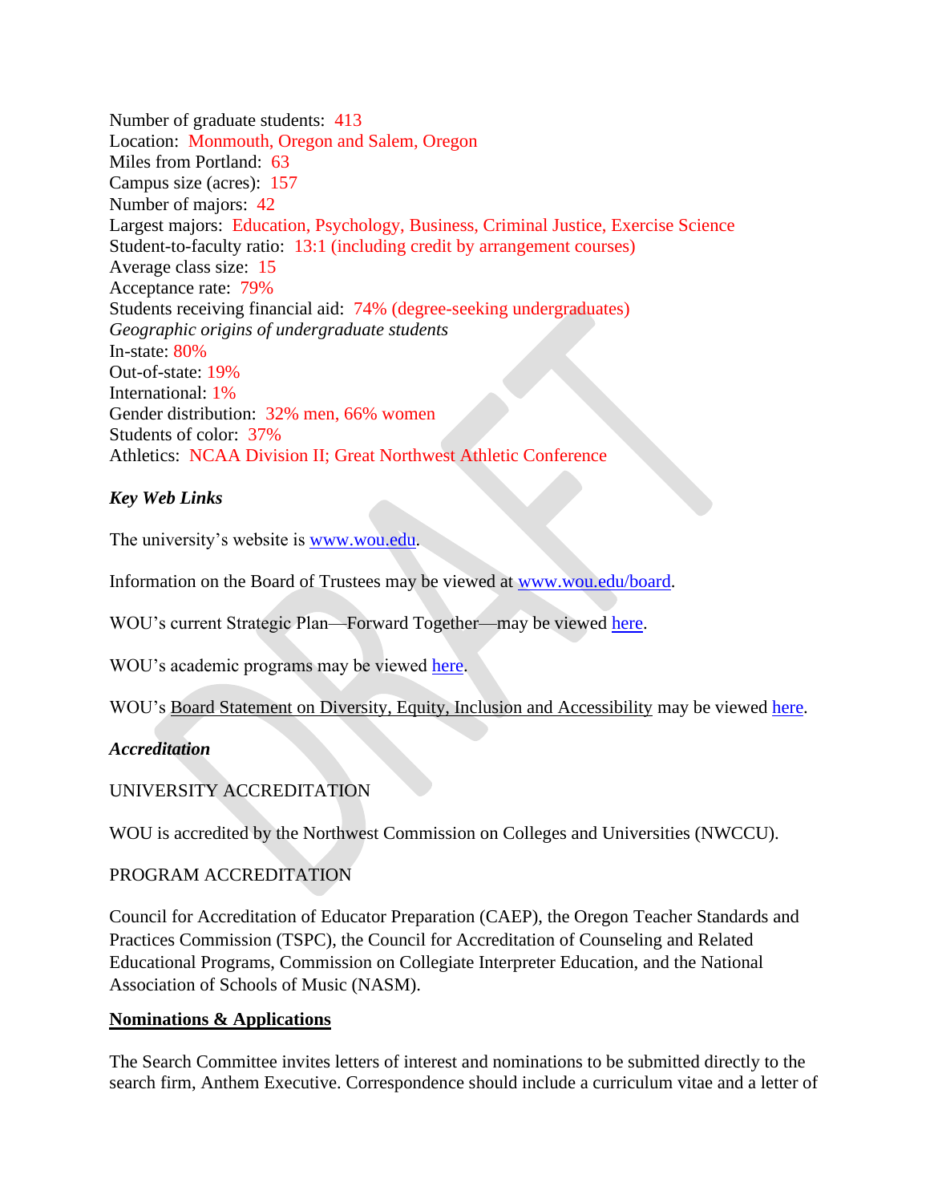Number of graduate students: 413
Location: Monmouth, Oregon and Salem, Oregon
Miles from Portland: 63
Campus size (acres): 157
Number of majors: 42
Largest majors: Education, Psychology, Business, Criminal Justice, Exercise Science
Student-to-faculty ratio: 13:1 (including credit by arrangement courses)
Average class size: 15
Acceptance rate: 79%
Students receiving financial aid: 74% (degree-seeking undergraduates)
*Geographic origins of undergraduate students*
In-state: 80%
Out-of-state: 19%
International: 1%
Gender distribution: 32% men, 66% women
Students of color: 37%
Athletics: NCAA Division II; Great Northwest Athletic Conference

***Key Web Links***

The university's website is [www.wou.edu](www.wou.edu).

Information on the Board of Trustees may be viewed at [www.wou.edu/board](www.wou.edu/board).

WOU's current Strategic Plan—Forward Together—may be viewed here.

WOU's academic programs may be viewed here.

WOU's Board Statement on Diversity, Equity, Inclusion and Accessibility may be viewed here.

***Accreditation***

UNIVERSITY ACCREDITATION

WOU is accredited by the Northwest Commission on Colleges and Universities (NWCCU).

PROGRAM ACCREDITATION

Council for Accreditation of Educator Preparation (CAEP), the Oregon Teacher Standards and Practices Commission (TSPC), the Council for Accreditation of Counseling and Related Educational Programs, Commission on Collegiate Interpreter Education, and the National Association of Schools of Music (NASM).

## **Nominations & Applications**

The Search Committee invites letters of interest and nominations to be submitted directly to the search firm, Anthem Executive. Correspondence should include a curriculum vitae and a letter of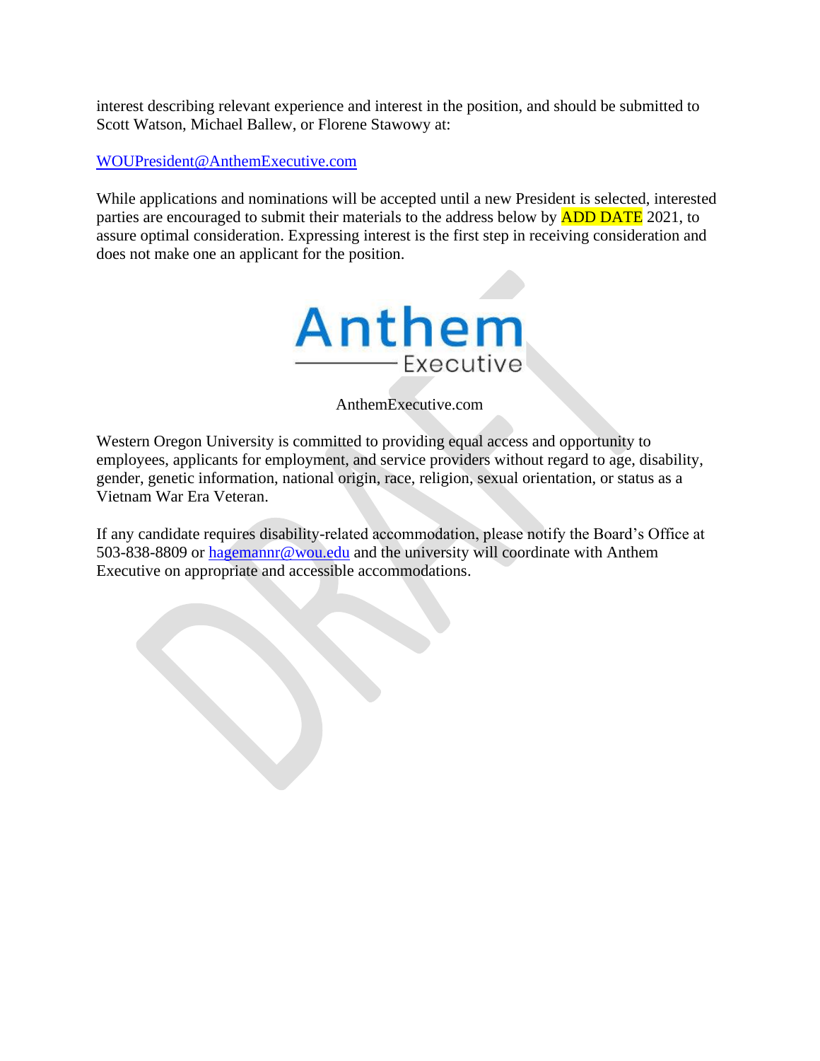interest describing relevant experience and interest in the position, and should be submitted to Scott Watson, Michael Ballew, or Florene Stawowy at:

WOUPresident@AnthemExecutive.com

While applications and nominations will be accepted until a new President is selected, interested parties are encouraged to submit their materials to the address below by ADD DATE 2021, to assure optimal consideration. Expressing interest is the first step in receiving consideration and does not make one an applicant for the position.

Anthem
Executive

AnthemExecutive.com

Western Oregon University is committed to providing equal access and opportunity to employees, applicants for employment, and service providers without regard to age, disability, gender, genetic information, national origin, race, religion, sexual orientation, or status as a Vietnam War Era Veteran.

If any candidate requires disability-related accommodation, please notify the Board's Office at 503-838-8809 or hagemannr@wou.edu and the university will coordinate with Anthem Executive on appropriate and accessible accommodations.